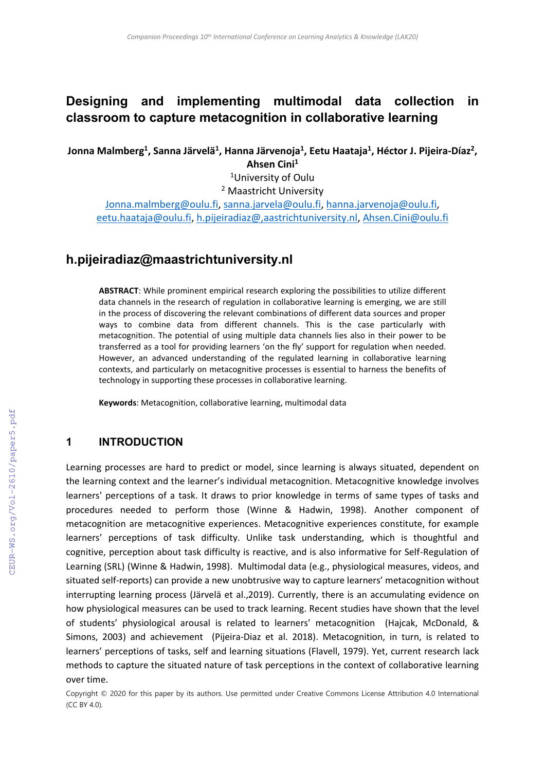# Designing and implementing multimodal data collection in classroom to capture metacognition in collaborative learning

**Jonna Malmberg[1], Sanna Järvelä[1], Hanna Järvenoja[1], Eetu Haataja[1], Héctor J. Pijeira-Díaz[2], Ahsen Cini[1]**

[1]University of Oulu

[2] Maastricht University

Jonna.malmberg@oulu.fi, sanna.jarvela@oulu.fi, hanna.jarvenoja@oulu.fi, eetu.haataja@oulu.fi, h.pijeiradiaz@,aastrichtuniversity.nl, Ahsen.Cini@oulu.fi

## h.pijeiradiaz@maastrichtuniversity.nl

**ABSTRACT**: While prominent empirical research exploring the possibilities to utilize different data channels in the research of regulation in collaborative learning is emerging, we are still in the process of discovering the relevant combinations of different data sources and proper ways to combine data from different channels. This is the case particularly with metacognition. The potential of using multiple data channels lies also in their power to be transferred as a tool for providing learners 'on the fly' support for regulation when needed. However, an advanced understanding of the regulated learning in collaborative learning contexts, and particularly on metacognitive processes is essential to harness the benefits of technology in supporting these processes in collaborative learning.

**Keywords**: Metacognition, collaborative learning, multimodal data

## 1 INTRODUCTION

Learning processes are hard to predict or model, since learning is always situated, dependent on the learning context and the learner's individual metacognition. Metacognitive knowledge involves learners' perceptions of a task. It draws to prior knowledge in terms of same types of tasks and procedures needed to perform those (Winne & Hadwin, 1998). Another component of metacognition are metacognitive experiences. Metacognitive experiences constitute, for example learners' perceptions of task difficulty. Unlike task understanding, which is thoughtful and cognitive, perception about task difficulty is reactive, and is also informative for Self-Regulation of Learning (SRL) (Winne & Hadwin, 1998). Multimodal data (e.g., physiological measures, videos, and situated self-reports) can provide a new unobtrusive way to capture learners' metacognition without interrupting learning process (Järvelä et al.,2019). Currently, there is an accumulating evidence on how physiological measures can be used to track learning. Recent studies have shown that the level of students' physiological arousal is related to learners' metacognition (Hajcak, McDonald, & Simons, 2003) and achievement (Pijeira-Diaz et al. 2018). Metacognition, in turn, is related to learners' perceptions of tasks, self and learning situations (Flavell, 1979). Yet, current research lack methods to capture the situated nature of task perceptions in the context of collaborative learning over time.

Copyright © 2020 for this paper by its authors. Use permitted under Creative Commons License Attribution 4.0 International (CC BY 4.0).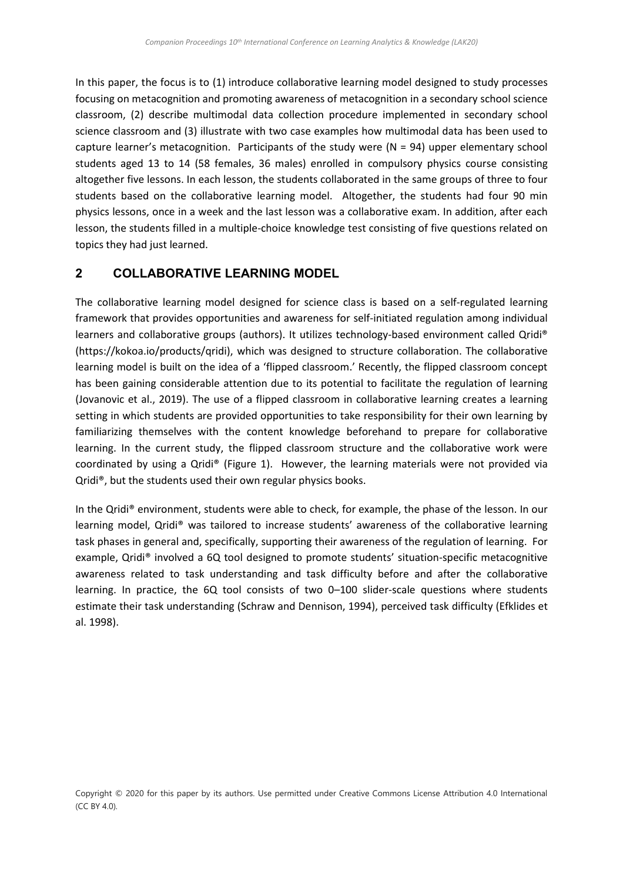In this paper, the focus is to (1) introduce collaborative learning model designed to study processes focusing on metacognition and promoting awareness of metacognition in a secondary school science classroom, (2) describe multimodal data collection procedure implemented in secondary school science classroom and (3) illustrate with two case examples how multimodal data has been used to capture learner's metacognition. Participants of the study were (N = 94) upper elementary school students aged 13 to 14 (58 females, 36 males) enrolled in compulsory physics course consisting altogether five lessons. In each lesson, the students collaborated in the same groups of three to four students based on the collaborative learning model. Altogether, the students had four 90 min physics lessons, once in a week and the last lesson was a collaborative exam. In addition, after each lesson, the students filled in a multiple-choice knowledge test consisting of five questions related on topics they had just learned.

## 2 COLLABORATIVE LEARNING MODEL

The collaborative learning model designed for science class is based on a self-regulated learning framework that provides opportunities and awareness for self-initiated regulation among individual learners and collaborative groups (authors). It utilizes technology-based environment called Qridi® (https://kokoa.io/products/qridi), which was designed to structure collaboration. The collaborative learning model is built on the idea of a 'flipped classroom.' Recently, the flipped classroom concept has been gaining considerable attention due to its potential to facilitate the regulation of learning (Jovanovic et al., 2019). The use of a flipped classroom in collaborative learning creates a learning setting in which students are provided opportunities to take responsibility for their own learning by familiarizing themselves with the content knowledge beforehand to prepare for collaborative learning. In the current study, the flipped classroom structure and the collaborative work were coordinated by using a Qridi® (Figure 1). However, the learning materials were not provided via Qridi®, but the students used their own regular physics books.

In the Qridi® environment, students were able to check, for example, the phase of the lesson. In our learning model, Qridi® was tailored to increase students' awareness of the collaborative learning task phases in general and, specifically, supporting their awareness of the regulation of learning. For example, Qridi® involved a 6Q tool designed to promote students' situation-specific metacognitive awareness related to task understanding and task difficulty before and after the collaborative learning. In practice, the 6Q tool consists of two 0–100 slider-scale questions where students estimate their task understanding (Schraw and Dennison, 1994), perceived task difficulty (Efklides et al. 1998).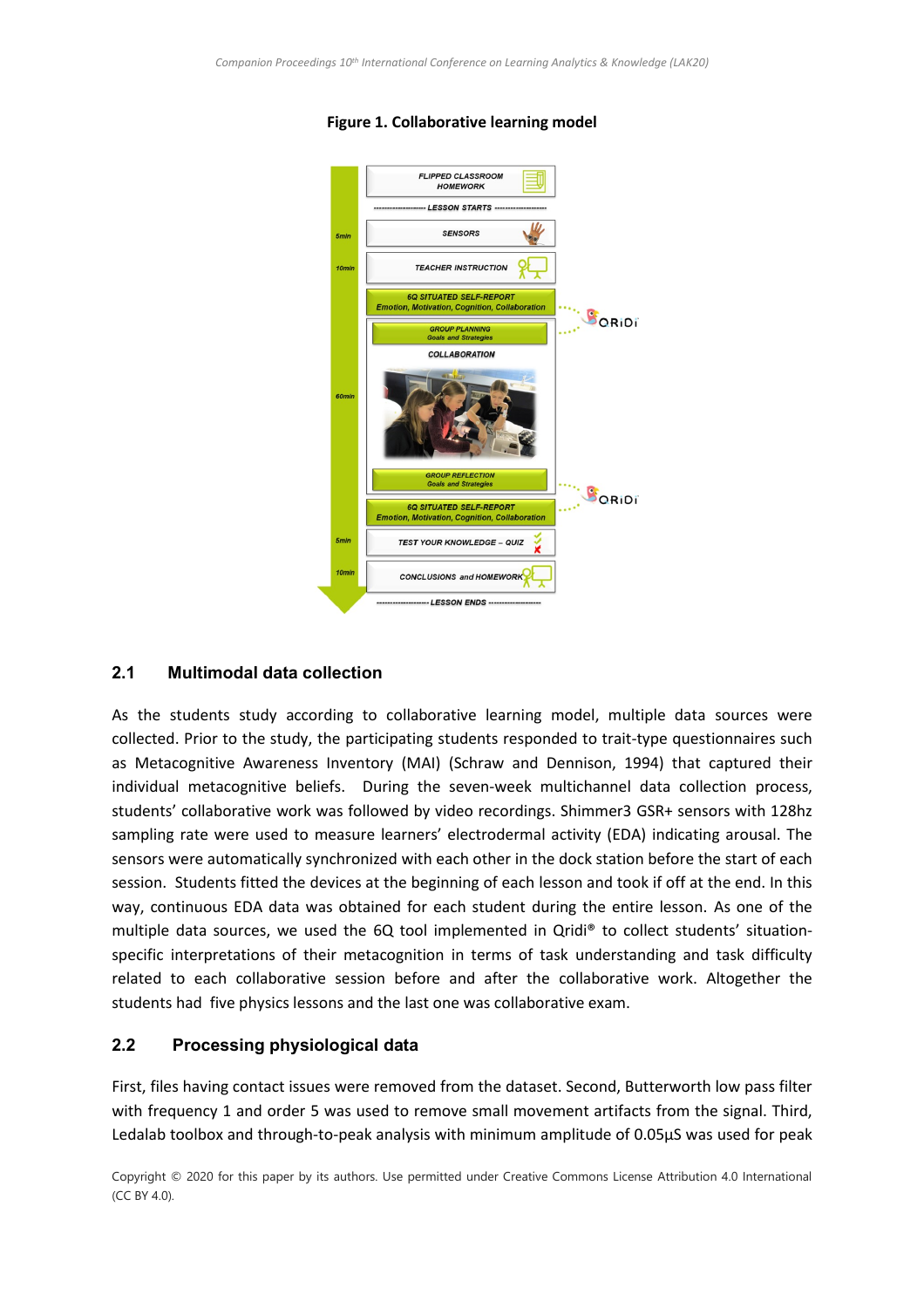**Figure 1. Collaborative learning model**

## 2.1 Multimodal data collection

As the students study according to collaborative learning model, multiple data sources were collected. Prior to the study, the participating students responded to trait-type questionnaires such as Metacognitive Awareness Inventory (MAI) (Schraw and Dennison, 1994) that captured their individual metacognitive beliefs. During the seven-week multichannel data collection process, students' collaborative work was followed by video recordings. Shimmer3 GSR+ sensors with 128hz sampling rate were used to measure learners' electrodermal activity (EDA) indicating arousal. The sensors were automatically synchronized with each other in the dock station before the start of each session. Students fitted the devices at the beginning of each lesson and took if off at the end. In this way, continuous EDA data was obtained for each student during the entire lesson. As one of the multiple data sources, we used the 6Q tool implemented in Qridi® to collect students' situation-specific interpretations of their metacognition in terms of task understanding and task difficulty related to each collaborative session before and after the collaborative work. Altogether the students had five physics lessons and the last one was collaborative exam.

## 2.2 Processing physiological data

First, files having contact issues were removed from the dataset. Second, Butterworth low pass filter with frequency 1 and order 5 was used to remove small movement artifacts from the signal. Third, Ledalab toolbox and through-to-peak analysis with minimum amplitude of 0.05µS was used for peak

Copyright © 2020 for this paper by its authors. Use permitted under Creative Commons License Attribution 4.0 International (CC BY 4.0).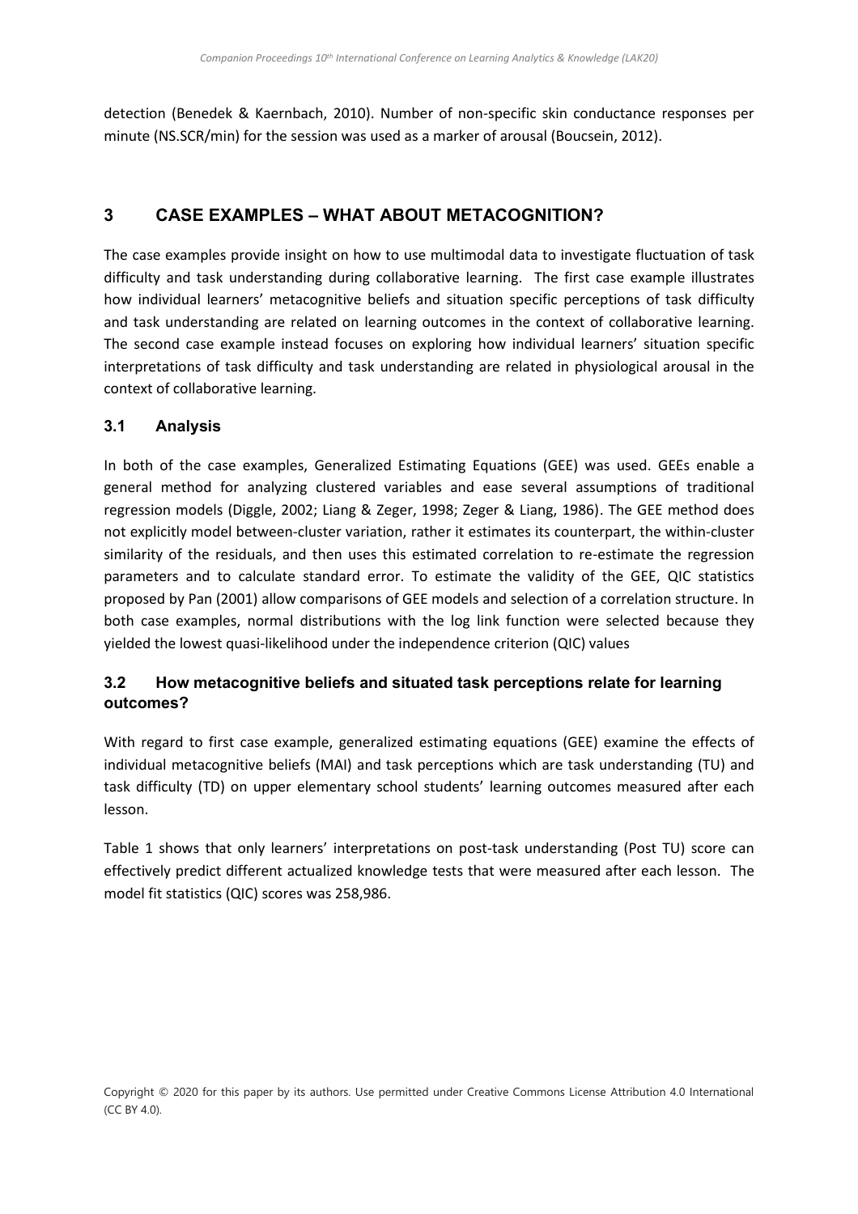detection (Benedek & Kaernbach, 2010). Number of non-specific skin conductance responses per minute (NS.SCR/min) for the session was used as a marker of arousal (Boucsein, 2012).

## 3 CASE EXAMPLES – WHAT ABOUT METACOGNITION?

The case examples provide insight on how to use multimodal data to investigate fluctuation of task difficulty and task understanding during collaborative learning. The first case example illustrates how individual learners' metacognitive beliefs and situation specific perceptions of task difficulty and task understanding are related on learning outcomes in the context of collaborative learning. The second case example instead focuses on exploring how individual learners' situation specific interpretations of task difficulty and task understanding are related in physiological arousal in the context of collaborative learning.

### 3.1 Analysis

In both of the case examples, Generalized Estimating Equations (GEE) was used. GEEs enable a general method for analyzing clustered variables and ease several assumptions of traditional regression models (Diggle, 2002; Liang & Zeger, 1998; Zeger & Liang, 1986). The GEE method does not explicitly model between-cluster variation, rather it estimates its counterpart, the within-cluster similarity of the residuals, and then uses this estimated correlation to re-estimate the regression parameters and to calculate standard error. To estimate the validity of the GEE, QIC statistics proposed by Pan (2001) allow comparisons of GEE models and selection of a correlation structure. In both case examples, normal distributions with the log link function were selected because they yielded the lowest quasi-likelihood under the independence criterion (QIC) values

### 3.2 How metacognitive beliefs and situated task perceptions relate for learning outcomes?

With regard to first case example, generalized estimating equations (GEE) examine the effects of individual metacognitive beliefs (MAI) and task perceptions which are task understanding (TU) and task difficulty (TD) on upper elementary school students' learning outcomes measured after each lesson.

Table 1 shows that only learners' interpretations on post-task understanding (Post TU) score can effectively predict different actualized knowledge tests that were measured after each lesson. The model fit statistics (QIC) scores was 258,986.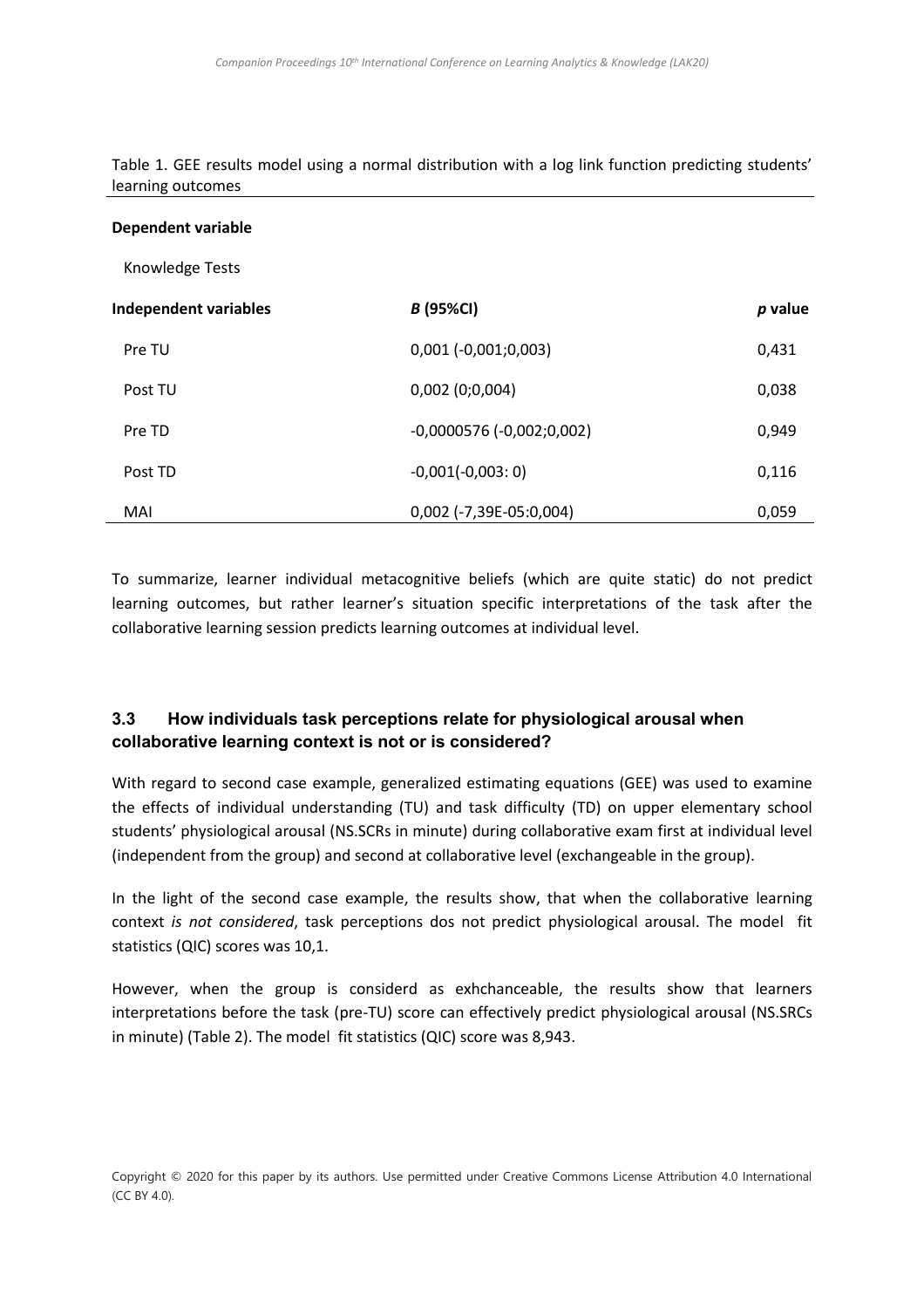Table 1. GEE results model using a normal distribution with a log link function predicting students' learning outcomes

| **Dependent variable** | | |
|---|---|---|
| Knowledge Tests | | |
| **Independent variables** | ***B*** **(95%CI)** | ***p*** **value** |
| Pre TU | 0,001 (-0,001;0,003) | 0,431 |
| Post TU | 0,002 (0;0,004) | 0,038 |
| Pre TD | -0,0000576 (-0,002;0,002) | 0,949 |
| Post TD | -0,001(-0,003: 0) | 0,116 |
| MAI | 0,002 (-7,39E-05:0,004) | 0,059 |

To summarize, learner individual metacognitive beliefs (which are quite static) do not predict learning outcomes, but rather learner's situation specific interpretations of the task after the collaborative learning session predicts learning outcomes at individual level.

### 3.3 How individuals task perceptions relate for physiological arousal when collaborative learning context is not or is considered?

With regard to second case example, generalized estimating equations (GEE) was used to examine the effects of individual understanding (TU) and task difficulty (TD) on upper elementary school students' physiological arousal (NS.SCRs in minute) during collaborative exam first at individual level (independent from the group) and second at collaborative level (exchangeable in the group).

In the light of the second case example, the results show, that when the collaborative learning context *is not considered*, task perceptions dos not predict physiological arousal. The model fit statistics (QIC) scores was 10,1.

However, when the group is considerd as exhchanceable, the results show that learners interpretations before the task (pre-TU) score can effectively predict physiological arousal (NS.SRCs in minute) (Table 2). The model fit statistics (QIC) score was 8,943.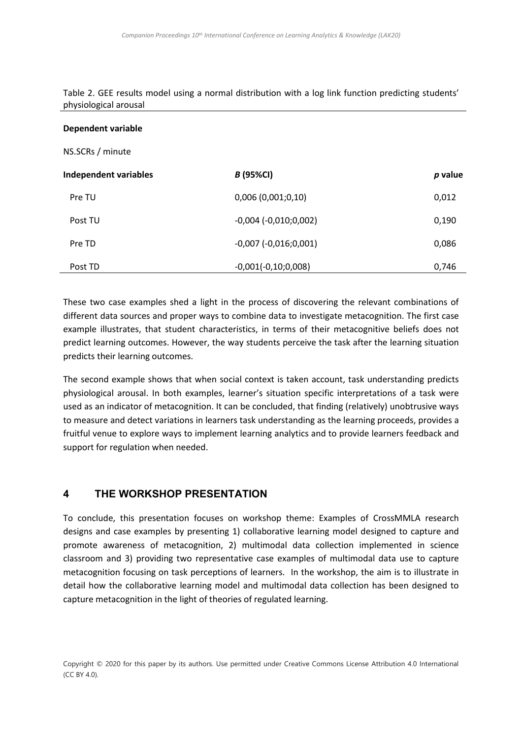Table 2. GEE results model using a normal distribution with a log link function predicting students' physiological arousal

| **Dependent variable** | | |
|---|---|---|
| NS.SCRs / minute | | |
| **Independent variables** | ***B*** **(95%CI)** | ***p*** **value** |
| Pre TU | 0,006 (0,001;0,10) | 0,012 |
| Post TU | -0,004 (-0,010;0,002) | 0,190 |
| Pre TD | -0,007 (-0,016;0,001) | 0,086 |
| Post TD | -0,001(-0,10;0,008) | 0,746 |

These two case examples shed a light in the process of discovering the relevant combinations of different data sources and proper ways to combine data to investigate metacognition. The first case example illustrates, that student characteristics, in terms of their metacognitive beliefs does not predict learning outcomes. However, the way students perceive the task after the learning situation predicts their learning outcomes.

The second example shows that when social context is taken account, task understanding predicts physiological arousal. In both examples, learner's situation specific interpretations of a task were used as an indicator of metacognition. It can be concluded, that finding (relatively) unobtrusive ways to measure and detect variations in learners task understanding as the learning proceeds, provides a fruitful venue to explore ways to implement learning analytics and to provide learners feedback and support for regulation when needed.

## 4 THE WORKSHOP PRESENTATION

To conclude, this presentation focuses on workshop theme: Examples of CrossMMLA research designs and case examples by presenting 1) collaborative learning model designed to capture and promote awareness of metacognition, 2) multimodal data collection implemented in science classroom and 3) providing two representative case examples of multimodal data use to capture metacognition focusing on task perceptions of learners. In the workshop, the aim is to illustrate in detail how the collaborative learning model and multimodal data collection has been designed to capture metacognition in the light of theories of regulated learning.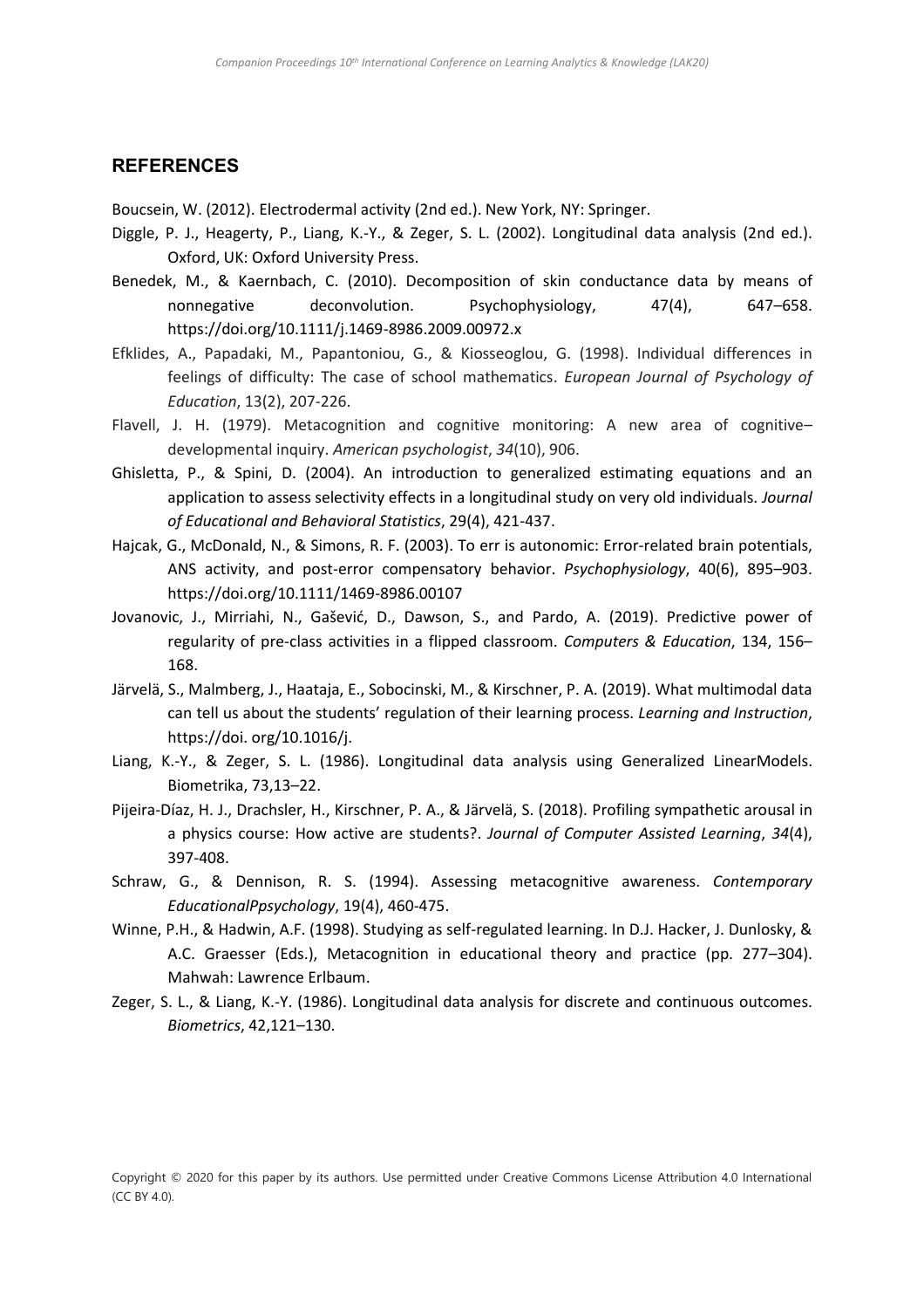## REFERENCES

Boucsein, W. (2012). Electrodermal activity (2nd ed.). New York, NY: Springer.

Diggle, P. J., Heagerty, P., Liang, K.-Y., & Zeger, S. L. (2002). Longitudinal data analysis (2nd ed.). Oxford, UK: Oxford University Press.

Benedek, M., & Kaernbach, C. (2010). Decomposition of skin conductance data by means of nonnegative deconvolution. Psychophysiology, 47(4), 647–658. https://doi.org/10.1111/j.1469-8986.2009.00972.x

Efklides, A., Papadaki, M., Papantoniou, G., & Kiosseoglou, G. (1998). Individual differences in feelings of difficulty: The case of school mathematics. *European Journal of Psychology of Education*, 13(2), 207-226.

Flavell, J. H. (1979). Metacognition and cognitive monitoring: A new area of cognitive–developmental inquiry. *American psychologist*, *34*(10), 906.

Ghisletta, P., & Spini, D. (2004). An introduction to generalized estimating equations and an application to assess selectivity effects in a longitudinal study on very old individuals. *Journal of Educational and Behavioral Statistics*, 29(4), 421-437.

Hajcak, G., McDonald, N., & Simons, R. F. (2003). To err is autonomic: Error-related brain potentials, ANS activity, and post-error compensatory behavior. *Psychophysiology*, 40(6), 895–903. https://doi.org/10.1111/1469-8986.00107

Jovanovic, J., Mirriahi, N., Gašević, D., Dawson, S., and Pardo, A. (2019). Predictive power of regularity of pre-class activities in a flipped classroom. *Computers & Education*, 134, 156–168.

Järvelä, S., Malmberg, J., Haataja, E., Sobocinski, M., & Kirschner, P. A. (2019). What multimodal data can tell us about the students' regulation of their learning process. *Learning and Instruction*, https://doi. org/10.1016/j.

Liang, K.-Y., & Zeger, S. L. (1986). Longitudinal data analysis using Generalized LinearModels. Biometrika, 73,13–22.

Pijeira-Díaz, H. J., Drachsler, H., Kirschner, P. A., & Järvelä, S. (2018). Profiling sympathetic arousal in a physics course: How active are students?. *Journal of Computer Assisted Learning*, *34*(4), 397-408.

Schraw, G., & Dennison, R. S. (1994). Assessing metacognitive awareness. *Contemporary EducationalPpsychology*, 19(4), 460-475.

Winne, P.H., & Hadwin, A.F. (1998). Studying as self-regulated learning. In D.J. Hacker, J. Dunlosky, & A.C. Graesser (Eds.), Metacognition in educational theory and practice (pp. 277–304). Mahwah: Lawrence Erlbaum.

Zeger, S. L., & Liang, K.-Y. (1986). Longitudinal data analysis for discrete and continuous outcomes. *Biometrics*, 42,121–130.

Copyright © 2020 for this paper by its authors. Use permitted under Creative Commons License Attribution 4.0 International (CC BY 4.0).